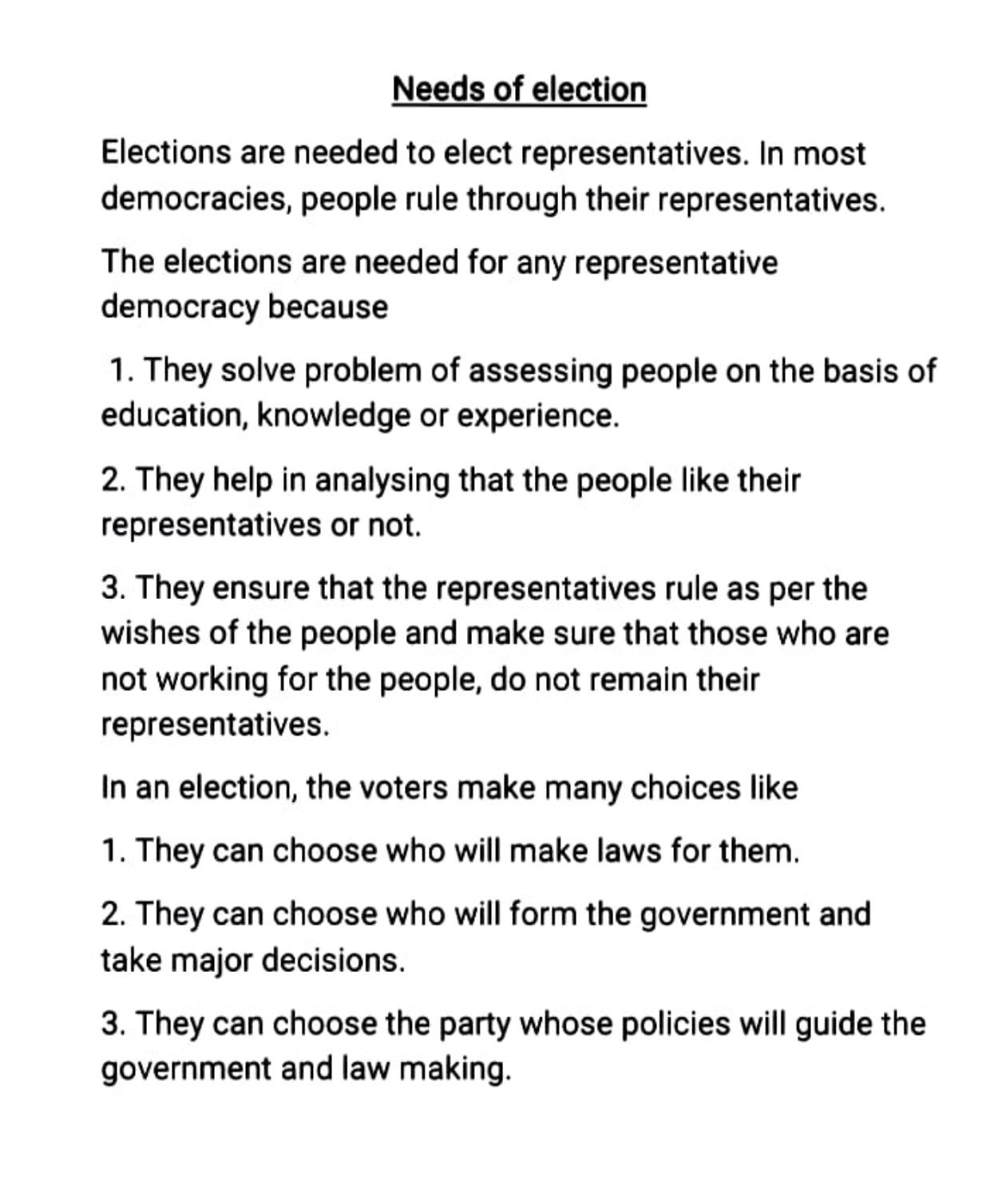## <u>Needs of election</u>

Elections are needed to elect representatives. In most democracies, people rule through their representatives.

The elections are needed for any representative democracy because

1. They solve problem of assessing people on the basis of education, knowledge or experience.

2. They help in analysing that the people like their representatives or not.

3. They ensure that the representatives rule as per the wishes of the people and make sure that those who are not working for the people, do not remain their representatives.

In an election, the voters make many choices like

1. They can choose who will make laws for them.

2. They can choose who will form the government and take major decisions.

3. They can choose the party whose policies will guide the government and law making.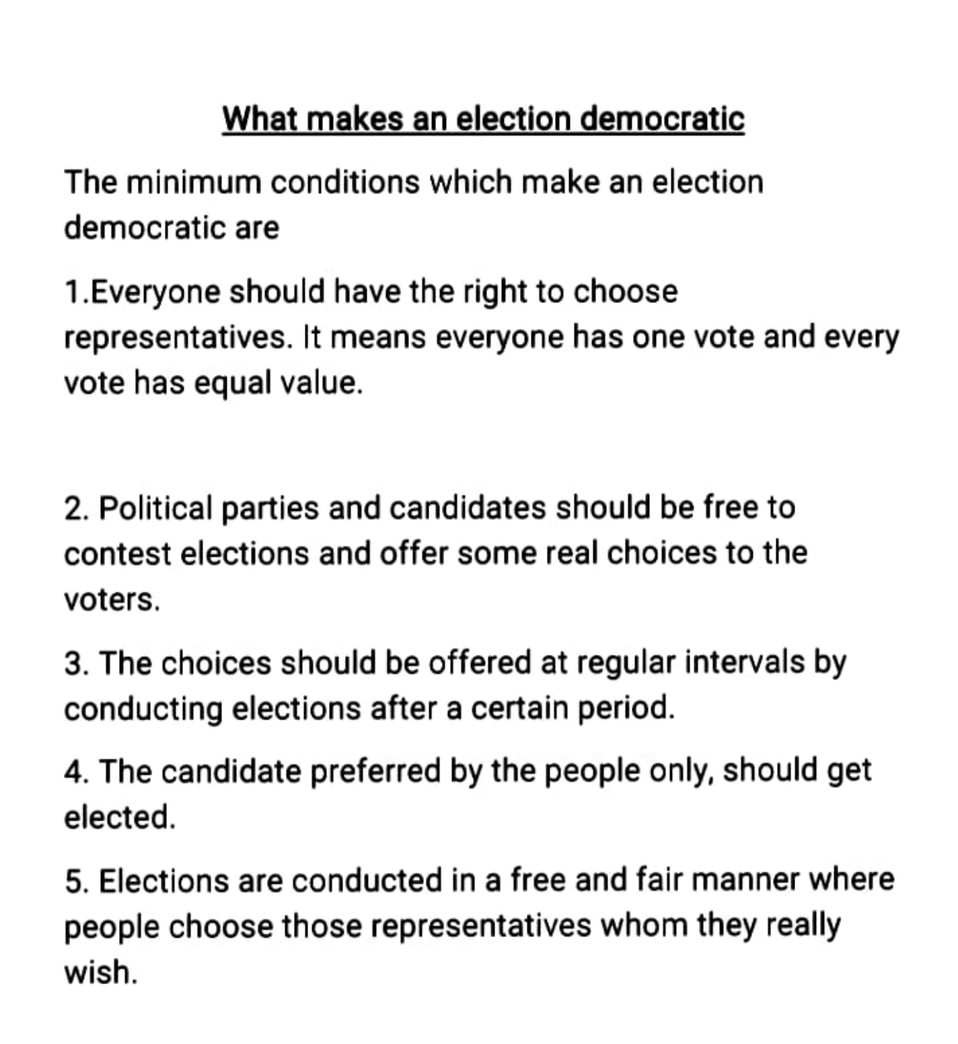## What makes an election democratic

The minimum conditions which make an election democratic are

1.Everyone should have the right to choose representatives. It means everyone has one vote and every vote has equal value.

2. Political parties and candidates should be free to contest elections and offer some real choices to the voters.

3. The choices should be offered at regular intervals by conducting elections after a certain period.

4. The candidate preferred by the people only, should get elected.

5. Elections are conducted in a free and fair manner where people choose those representatives whom they really wish.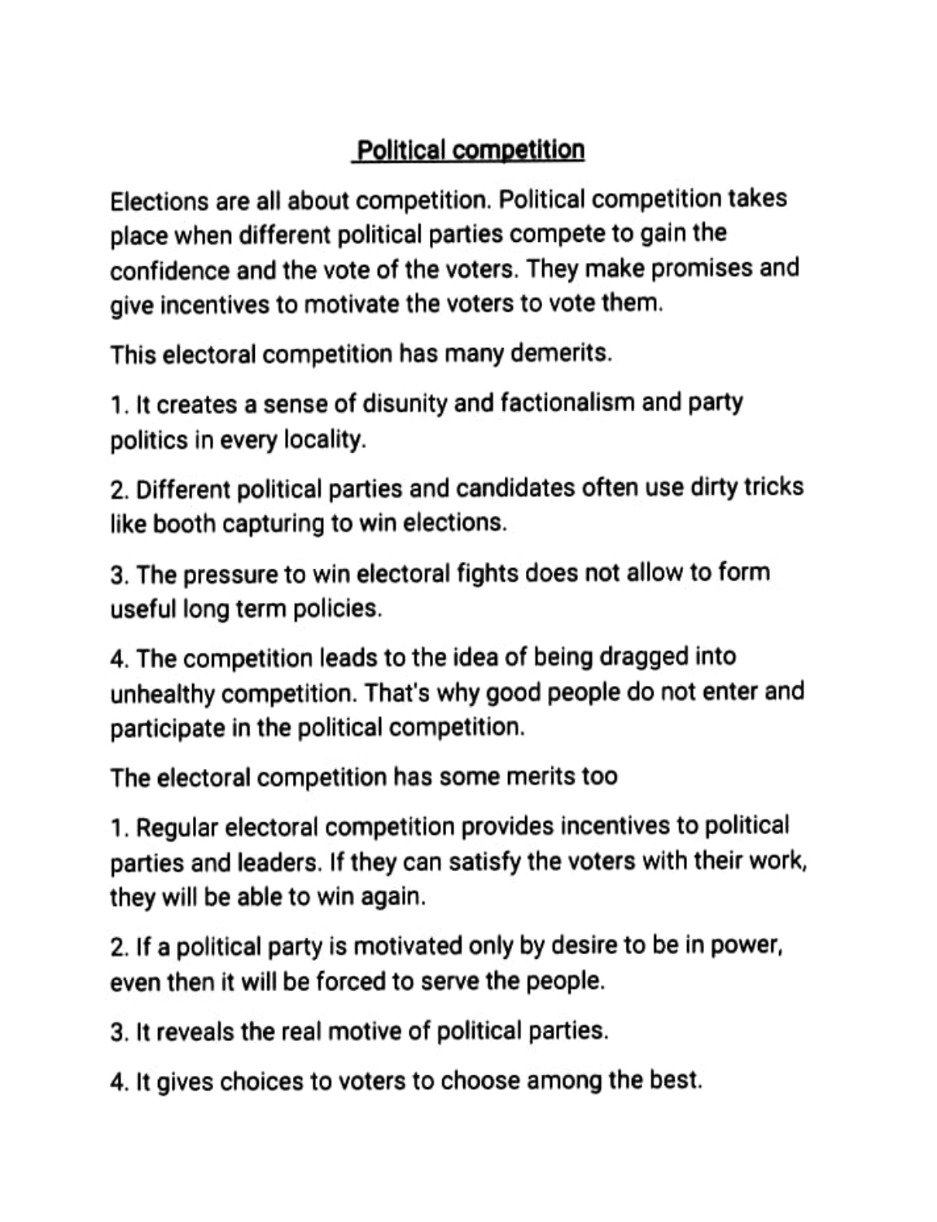## Political competition

Elections are all about competition. Political competition takes place when different political parties compete to gain the confidence and the vote of the voters. They make promises and give incentives to motivate the voters to vote them.

This electoral competition has many demerits.

1. It creates a sense of disunity and factionalism and party politics in every locality.
2. Different political parties and candidates often use dirty tricks like booth capturing to win elections.
3. The pressure to win electoral fights does not allow to form useful long term policies.
4. The competition leads to the idea of being dragged into unhealthy competition. That's why good people do not enter and participate in the political competition.

The electoral competition has some merits too

1. Regular electoral competition provides incentives to political parties and leaders. If they can satisfy the voters with their work, they will be able to win again.
2. If a political party is motivated only by desire to be in power, even then it will be forced to serve the people.
3. It reveals the real motive of political parties.
4. It gives choices to voters to choose among the best.